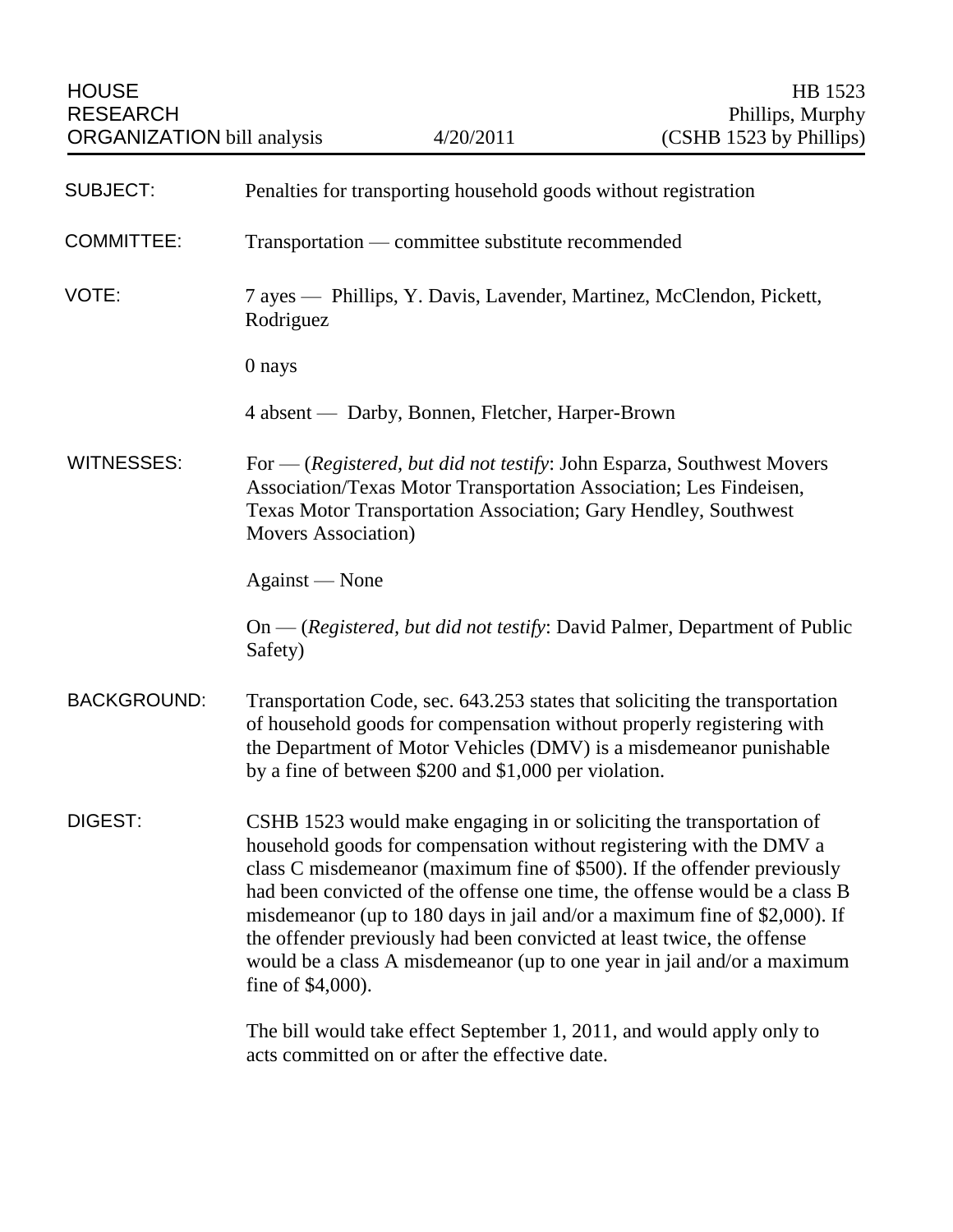HOUSE RESEARCH ORGANIZATION bill analysis — 4/20/2011 — HB 1523 Phillips, Murphy (CSHB 1523 by Phillips)

**SUBJECT:** Penalties for transporting household goods without registration

**COMMITTEE:** Transportation — committee substitute recommended

**VOTE:** 7 ayes — Phillips, Y. Davis, Lavender, Martinez, McClendon, Pickett, Rodriguez

0 nays

4 absent — Darby, Bonnen, Fletcher, Harper-Brown

**WITNESSES:** For — (*Registered, but did not testify*: John Esparza, Southwest Movers Association/Texas Motor Transportation Association; Les Findeisen, Texas Motor Transportation Association; Gary Hendley, Southwest Movers Association)

Against — None

On — (*Registered, but did not testify*: David Palmer, Department of Public Safety)

**BACKGROUND:** Transportation Code, sec. 643.253 states that soliciting the transportation of household goods for compensation without properly registering with the Department of Motor Vehicles (DMV) is a misdemeanor punishable by a fine of between $200 and $1,000 per violation.

**DIGEST:** CSHB 1523 would make engaging in or soliciting the transportation of household goods for compensation without registering with the DMV a class C misdemeanor (maximum fine of $500). If the offender previously had been convicted of the offense one time, the offense would be a class B misdemeanor (up to 180 days in jail and/or a maximum fine of $2,000). If the offender previously had been convicted at least twice, the offense would be a class A misdemeanor (up to one year in jail and/or a maximum fine of $4,000).

The bill would take effect September 1, 2011, and would apply only to acts committed on or after the effective date.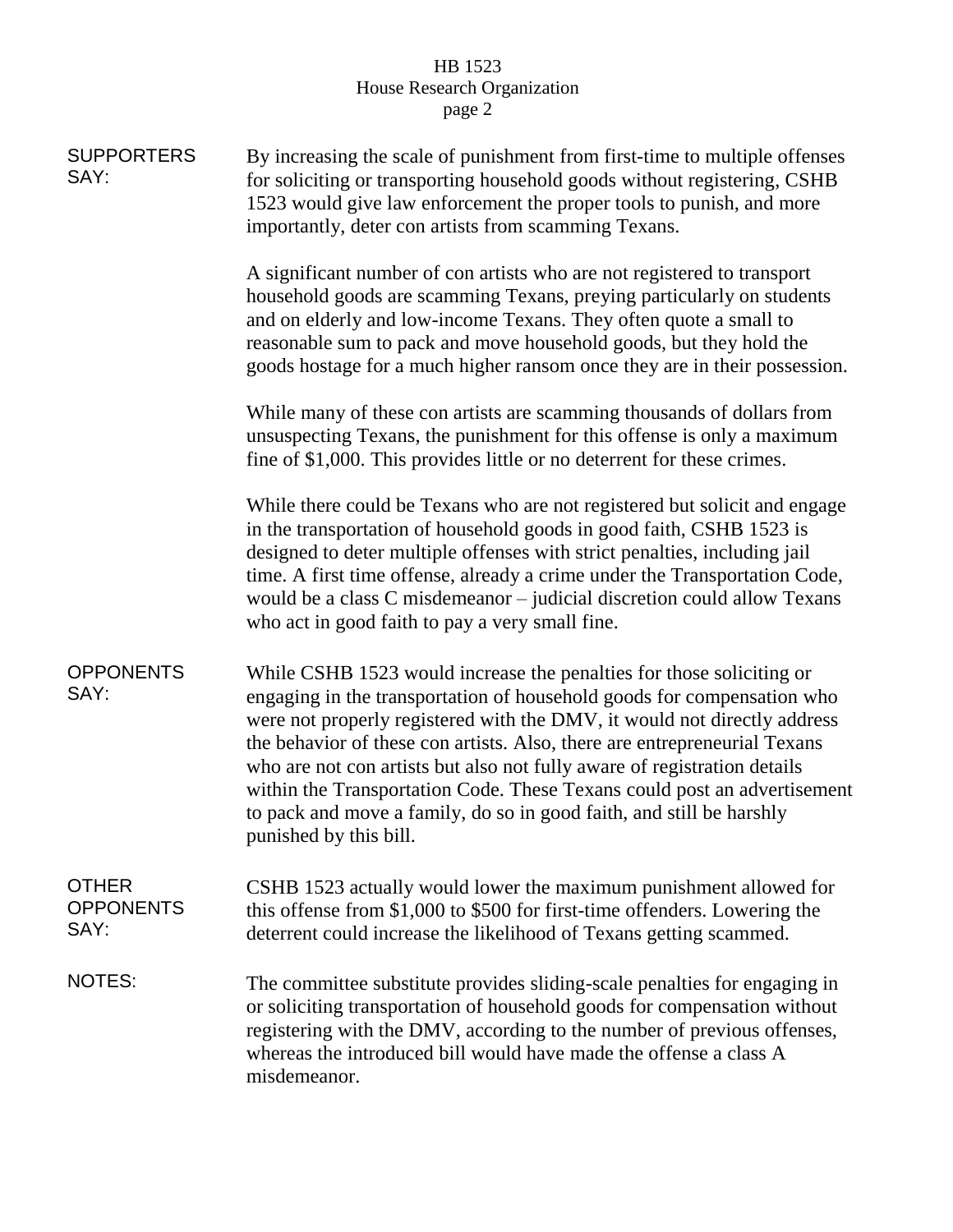**SUPPORTERS SAY:**

By increasing the scale of punishment from first-time to multiple offenses for soliciting or transporting household goods without registering, CSHB 1523 would give law enforcement the proper tools to punish, and more importantly, deter con artists from scamming Texans.

A significant number of con artists who are not registered to transport household goods are scamming Texans, preying particularly on students and on elderly and low-income Texans. They often quote a small to reasonable sum to pack and move household goods, but they hold the goods hostage for a much higher ransom once they are in their possession.

While many of these con artists are scamming thousands of dollars from unsuspecting Texans, the punishment for this offense is only a maximum fine of $1,000. This provides little or no deterrent for these crimes.

While there could be Texans who are not registered but solicit and engage in the transportation of household goods in good faith, CSHB 1523 is designed to deter multiple offenses with strict penalties, including jail time. A first time offense, already a crime under the Transportation Code, would be a class C misdemeanor – judicial discretion could allow Texans who act in good faith to pay a very small fine.

**OPPONENTS SAY:**

While CSHB 1523 would increase the penalties for those soliciting or engaging in the transportation of household goods for compensation who were not properly registered with the DMV, it would not directly address the behavior of these con artists. Also, there are entrepreneurial Texans who are not con artists but also not fully aware of registration details within the Transportation Code. These Texans could post an advertisement to pack and move a family, do so in good faith, and still be harshly punished by this bill.

**OTHER OPPONENTS SAY:**

CSHB 1523 actually would lower the maximum punishment allowed for this offense from $1,000 to $500 for first-time offenders. Lowering the deterrent could increase the likelihood of Texans getting scammed.

**NOTES:**

The committee substitute provides sliding-scale penalties for engaging in or soliciting transportation of household goods for compensation without registering with the DMV, according to the number of previous offenses, whereas the introduced bill would have made the offense a class A misdemeanor.